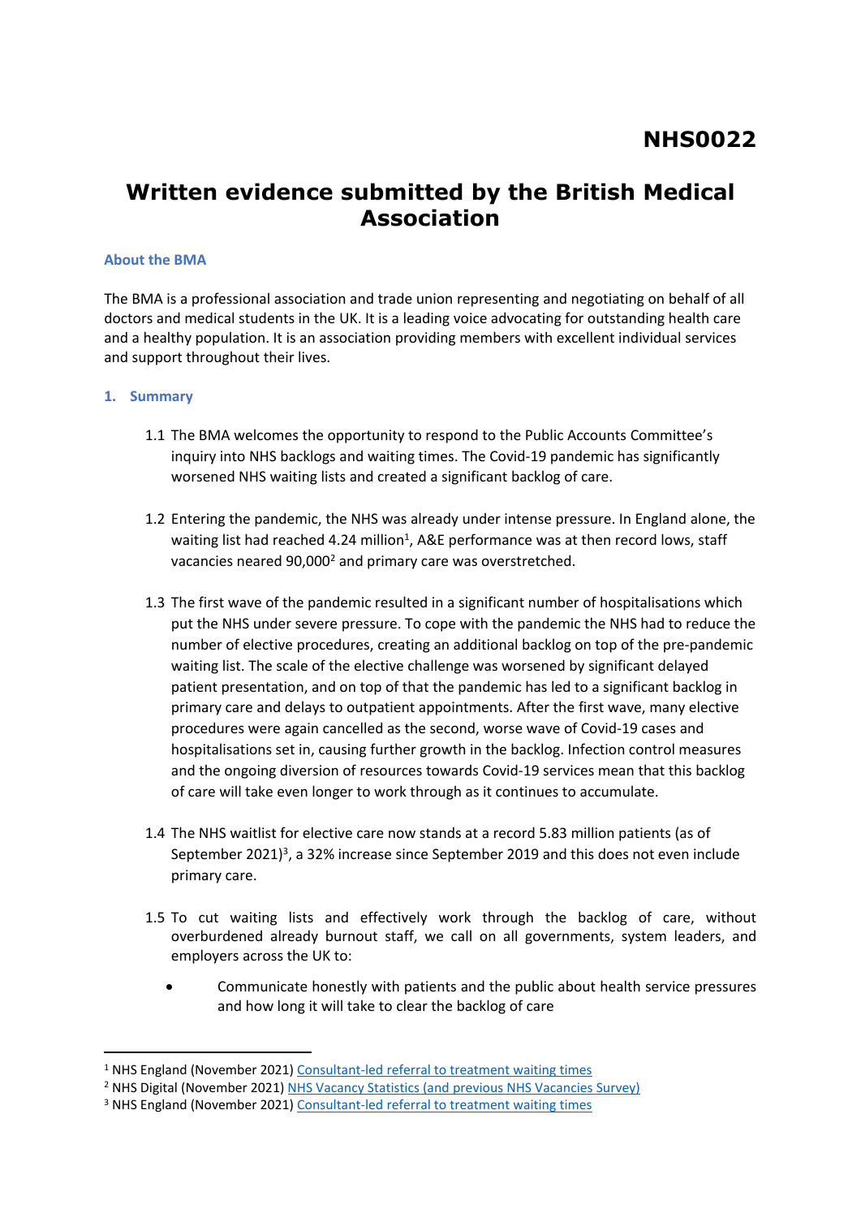NHS0022

# Written evidence submitted by the British Medical Association

## About the BMA

The BMA is a professional association and trade union representing and negotiating on behalf of all doctors and medical students in the UK. It is a leading voice advocating for outstanding health care and a healthy population. It is an association providing members with excellent individual services and support throughout their lives.

## 1. Summary

1.1 The BMA welcomes the opportunity to respond to the Public Accounts Committee's inquiry into NHS backlogs and waiting times. The Covid-19 pandemic has significantly worsened NHS waiting lists and created a significant backlog of care.

1.2 Entering the pandemic, the NHS was already under intense pressure. In England alone, the waiting list had reached 4.24 million[1], A&E performance was at then record lows, staff vacancies neared 90,000[2] and primary care was overstretched.

1.3 The first wave of the pandemic resulted in a significant number of hospitalisations which put the NHS under severe pressure. To cope with the pandemic the NHS had to reduce the number of elective procedures, creating an additional backlog on top of the pre-pandemic waiting list. The scale of the elective challenge was worsened by significant delayed patient presentation, and on top of that the pandemic has led to a significant backlog in primary care and delays to outpatient appointments. After the first wave, many elective procedures were again cancelled as the second, worse wave of Covid-19 cases and hospitalisations set in, causing further growth in the backlog. Infection control measures and the ongoing diversion of resources towards Covid-19 services mean that this backlog of care will take even longer to work through as it continues to accumulate.

1.4 The NHS waitlist for elective care now stands at a record 5.83 million patients (as of September 2021)[3], a 32% increase since September 2019 and this does not even include primary care.

1.5 To cut waiting lists and effectively work through the backlog of care, without overburdened already burnout staff, we call on all governments, system leaders, and employers across the UK to:

- Communicate honestly with patients and the public about health service pressures and how long it will take to clear the backlog of care

[1] NHS England (November 2021) Consultant-led referral to treatment waiting times

[2] NHS Digital (November 2021) NHS Vacancy Statistics (and previous NHS Vacancies Survey)

[3] NHS England (November 2021) Consultant-led referral to treatment waiting times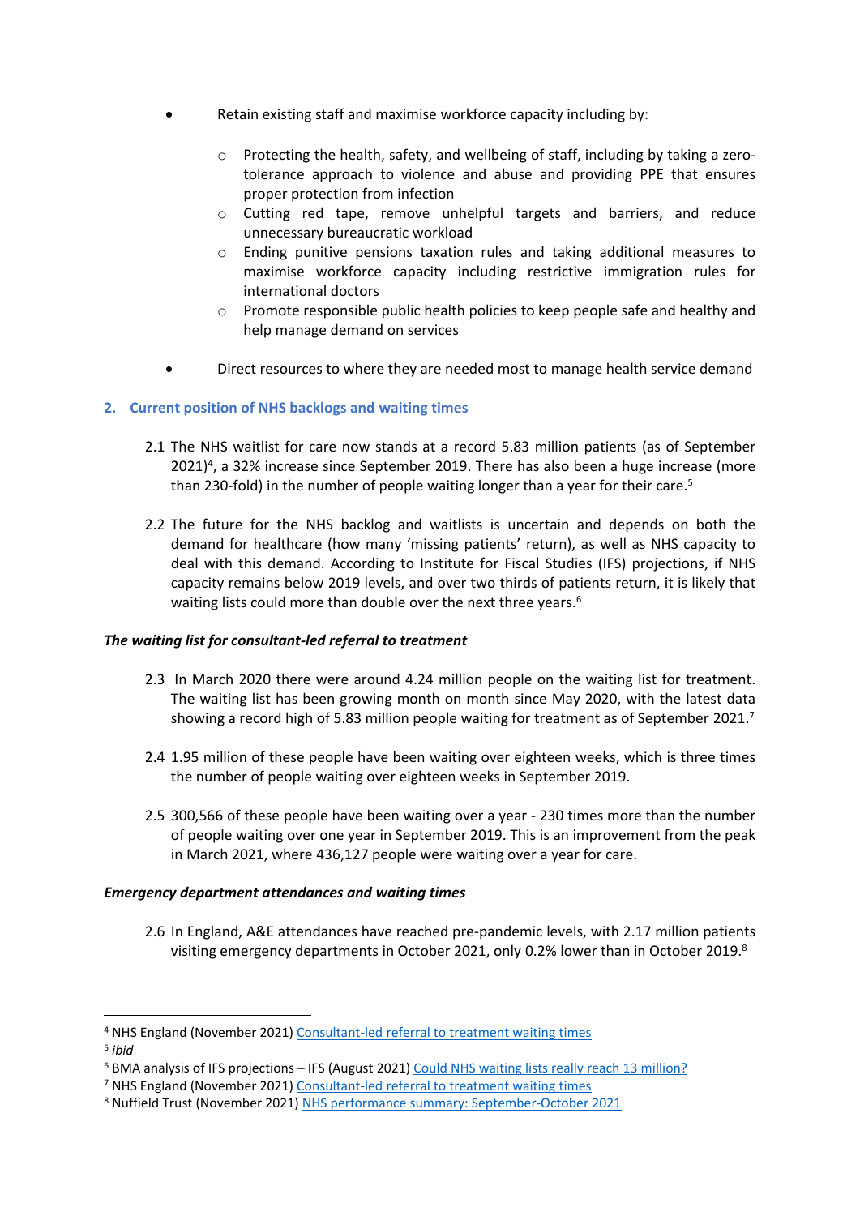- Retain existing staff and maximise workforce capacity including by:
    - Protecting the health, safety, and wellbeing of staff, including by taking a zero-tolerance approach to violence and abuse and providing PPE that ensures proper protection from infection
    - Cutting red tape, remove unhelpful targets and barriers, and reduce unnecessary bureaucratic workload
    - Ending punitive pensions taxation rules and taking additional measures to maximise workforce capacity including restrictive immigration rules for international doctors
    - Promote responsible public health policies to keep people safe and healthy and help manage demand on services
- Direct resources to where they are needed most to manage health service demand

## 2. Current position of NHS backlogs and waiting times

2.1 The NHS waitlist for care now stands at a record 5.83 million patients (as of September 2021)[4], a 32% increase since September 2019. There has also been a huge increase (more than 230-fold) in the number of people waiting longer than a year for their care.[5]

2.2 The future for the NHS backlog and waitlists is uncertain and depends on both the demand for healthcare (how many 'missing patients' return), as well as NHS capacity to deal with this demand. According to Institute for Fiscal Studies (IFS) projections, if NHS capacity remains below 2019 levels, and over two thirds of patients return, it is likely that waiting lists could more than double over the next three years.[6]

### *The waiting list for consultant-led referral to treatment*

2.3 In March 2020 there were around 4.24 million people on the waiting list for treatment. The waiting list has been growing month on month since May 2020, with the latest data showing a record high of 5.83 million people waiting for treatment as of September 2021.[7]

2.4 1.95 million of these people have been waiting over eighteen weeks, which is three times the number of people waiting over eighteen weeks in September 2019.

2.5 300,566 of these people have been waiting over a year - 230 times more than the number of people waiting over one year in September 2019. This is an improvement from the peak in March 2021, where 436,127 people were waiting over a year for care.

### *Emergency department attendances and waiting times*

2.6 In England, A&E attendances have reached pre-pandemic levels, with 2.17 million patients visiting emergency departments in October 2021, only 0.2% lower than in October 2019.[8]

---

[4] NHS England (November 2021) Consultant-led referral to treatment waiting times

[5] *ibid*

[6] BMA analysis of IFS projections – IFS (August 2021) Could NHS waiting lists really reach 13 million?

[7] NHS England (November 2021) Consultant-led referral to treatment waiting times

[8] Nuffield Trust (November 2021) NHS performance summary: September-October 2021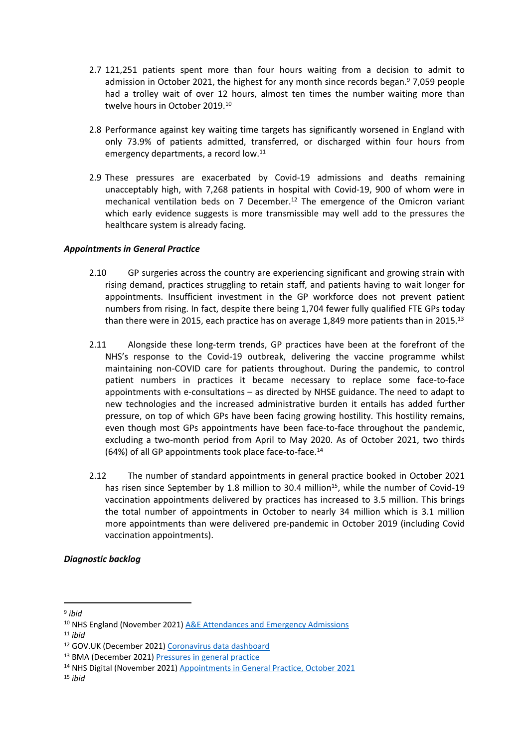2.7 121,251 patients spent more than four hours waiting from a decision to admit to admission in October 2021, the highest for any month since records began.[9] 7,059 people had a trolley wait of over 12 hours, almost ten times the number waiting more than twelve hours in October 2019.[10]

2.8 Performance against key waiting time targets has significantly worsened in England with only 73.9% of patients admitted, transferred, or discharged within four hours from emergency departments, a record low.[11]

2.9 These pressures are exacerbated by Covid-19 admissions and deaths remaining unacceptably high, with 7,268 patients in hospital with Covid-19, 900 of whom were in mechanical ventilation beds on 7 December.[12] The emergence of the Omicron variant which early evidence suggests is more transmissible may well add to the pressures the healthcare system is already facing.

***Appointments in General Practice***

2.10 GP surgeries across the country are experiencing significant and growing strain with rising demand, practices struggling to retain staff, and patients having to wait longer for appointments. Insufficient investment in the GP workforce does not prevent patient numbers from rising. In fact, despite there being 1,704 fewer fully qualified FTE GPs today than there were in 2015, each practice has on average 1,849 more patients than in 2015.[13]

2.11 Alongside these long-term trends, GP practices have been at the forefront of the NHS's response to the Covid-19 outbreak, delivering the vaccine programme whilst maintaining non-COVID care for patients throughout. During the pandemic, to control patient numbers in practices it became necessary to replace some face-to-face appointments with e-consultations – as directed by NHSE guidance. The need to adapt to new technologies and the increased administrative burden it entails has added further pressure, on top of which GPs have been facing growing hostility. This hostility remains, even though most GPs appointments have been face-to-face throughout the pandemic, excluding a two-month period from April to May 2020. As of October 2021, two thirds (64%) of all GP appointments took place face-to-face.[14]

2.12 The number of standard appointments in general practice booked in October 2021 has risen since September by 1.8 million to 30.4 million[15], while the number of Covid-19 vaccination appointments delivered by practices has increased to 3.5 million. This brings the total number of appointments in October to nearly 34 million which is 3.1 million more appointments than were delivered pre-pandemic in October 2019 (including Covid vaccination appointments).

***Diagnostic backlog***

---

[9] *ibid*

[10] NHS England (November 2021) A&E Attendances and Emergency Admissions

[11] *ibid*

[12] GOV.UK (December 2021) Coronavirus data dashboard

[13] BMA (December 2021) Pressures in general practice

[14] NHS Digital (November 2021) Appointments in General Practice, October 2021

[15] *ibid*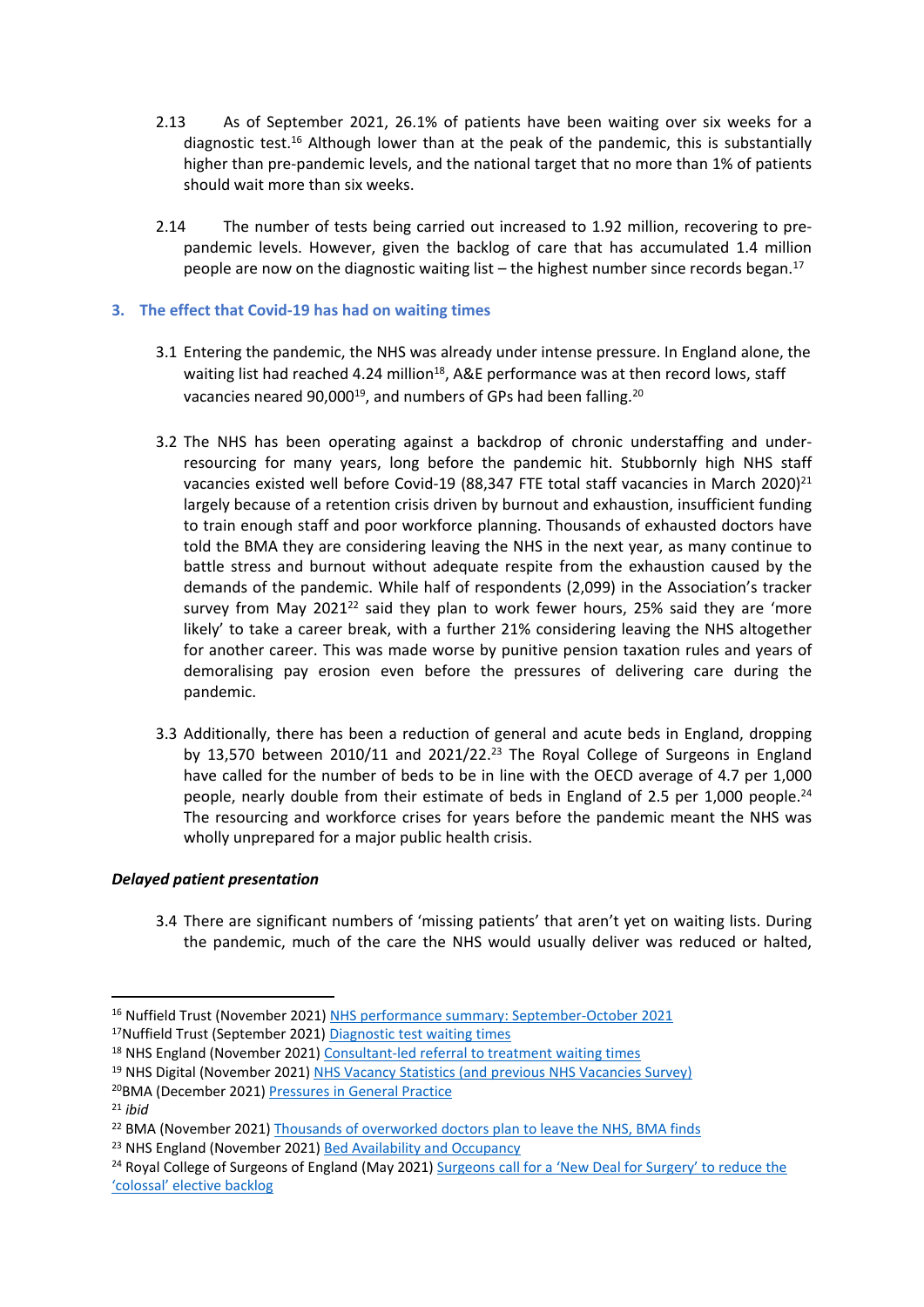2.13 As of September 2021, 26.1% of patients have been waiting over six weeks for a diagnostic test.[16] Although lower than at the peak of the pandemic, this is substantially higher than pre-pandemic levels, and the national target that no more than 1% of patients should wait more than six weeks.

2.14 The number of tests being carried out increased to 1.92 million, recovering to pre-pandemic levels. However, given the backlog of care that has accumulated 1.4 million people are now on the diagnostic waiting list – the highest number since records began.[17]

## 3. The effect that Covid-19 has had on waiting times

3.1 Entering the pandemic, the NHS was already under intense pressure. In England alone, the waiting list had reached 4.24 million[18], A&E performance was at then record lows, staff vacancies neared 90,000[19], and numbers of GPs had been falling.[20]

3.2 The NHS has been operating against a backdrop of chronic understaffing and under-resourcing for many years, long before the pandemic hit. Stubbornly high NHS staff vacancies existed well before Covid-19 (88,347 FTE total staff vacancies in March 2020)[21] largely because of a retention crisis driven by burnout and exhaustion, insufficient funding to train enough staff and poor workforce planning. Thousands of exhausted doctors have told the BMA they are considering leaving the NHS in the next year, as many continue to battle stress and burnout without adequate respite from the exhaustion caused by the demands of the pandemic. While half of respondents (2,099) in the Association's tracker survey from May 2021[22] said they plan to work fewer hours, 25% said they are 'more likely' to take a career break, with a further 21% considering leaving the NHS altogether for another career. This was made worse by punitive pension taxation rules and years of demoralising pay erosion even before the pressures of delivering care during the pandemic.

3.3 Additionally, there has been a reduction of general and acute beds in England, dropping by 13,570 between 2010/11 and 2021/22.[23] The Royal College of Surgeons in England have called for the number of beds to be in line with the OECD average of 4.7 per 1,000 people, nearly double from their estimate of beds in England of 2.5 per 1,000 people.[24] The resourcing and workforce crises for years before the pandemic meant the NHS was wholly unprepared for a major public health crisis.

### *Delayed patient presentation*

3.4 There are significant numbers of 'missing patients' that aren't yet on waiting lists. During the pandemic, much of the care the NHS would usually deliver was reduced or halted,

---

[16] Nuffield Trust (November 2021) NHS performance summary: September-October 2021

[17] Nuffield Trust (September 2021) Diagnostic test waiting times

[18] NHS England (November 2021) Consultant-led referral to treatment waiting times

[19] NHS Digital (November 2021) NHS Vacancy Statistics (and previous NHS Vacancies Survey)

[20] BMA (December 2021) Pressures in General Practice

[21] *ibid*

[22] BMA (November 2021) Thousands of overworked doctors plan to leave the NHS, BMA finds

[23] NHS England (November 2021) Bed Availability and Occupancy

[24] Royal College of Surgeons of England (May 2021) Surgeons call for a 'New Deal for Surgery' to reduce the 'colossal' elective backlog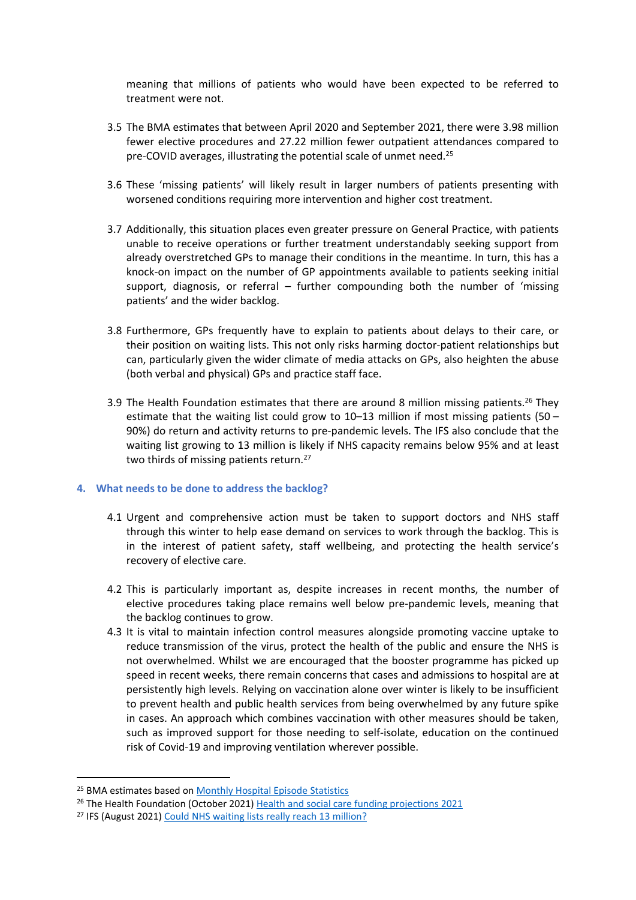meaning that millions of patients who would have been expected to be referred to treatment were not.

3.5 The BMA estimates that between April 2020 and September 2021, there were 3.98 million fewer elective procedures and 27.22 million fewer outpatient attendances compared to pre-COVID averages, illustrating the potential scale of unmet need.[25]

3.6 These 'missing patients' will likely result in larger numbers of patients presenting with worsened conditions requiring more intervention and higher cost treatment.

3.7 Additionally, this situation places even greater pressure on General Practice, with patients unable to receive operations or further treatment understandably seeking support from already overstretched GPs to manage their conditions in the meantime. In turn, this has a knock-on impact on the number of GP appointments available to patients seeking initial support, diagnosis, or referral – further compounding both the number of 'missing patients' and the wider backlog.

3.8 Furthermore, GPs frequently have to explain to patients about delays to their care, or their position on waiting lists. This not only risks harming doctor-patient relationships but can, particularly given the wider climate of media attacks on GPs, also heighten the abuse (both verbal and physical) GPs and practice staff face.

3.9 The Health Foundation estimates that there are around 8 million missing patients.[26] They estimate that the waiting list could grow to 10–13 million if most missing patients (50 – 90%) do return and activity returns to pre-pandemic levels. The IFS also conclude that the waiting list growing to 13 million is likely if NHS capacity remains below 95% and at least two thirds of missing patients return.[27]

## 4. What needs to be done to address the backlog?

4.1 Urgent and comprehensive action must be taken to support doctors and NHS staff through this winter to help ease demand on services to work through the backlog. This is in the interest of patient safety, staff wellbeing, and protecting the health service's recovery of elective care.

4.2 This is particularly important as, despite increases in recent months, the number of elective procedures taking place remains well below pre-pandemic levels, meaning that the backlog continues to grow.

4.3 It is vital to maintain infection control measures alongside promoting vaccine uptake to reduce transmission of the virus, protect the health of the public and ensure the NHS is not overwhelmed. Whilst we are encouraged that the booster programme has picked up speed in recent weeks, there remain concerns that cases and admissions to hospital are at persistently high levels. Relying on vaccination alone over winter is likely to be insufficient to prevent health and public health services from being overwhelmed by any future spike in cases. An approach which combines vaccination with other measures should be taken, such as improved support for those needing to self-isolate, education on the continued risk of Covid-19 and improving ventilation wherever possible.

---

[25] BMA estimates based on Monthly Hospital Episode Statistics

[26] The Health Foundation (October 2021) Health and social care funding projections 2021

[27] IFS (August 2021) Could NHS waiting lists really reach 13 million?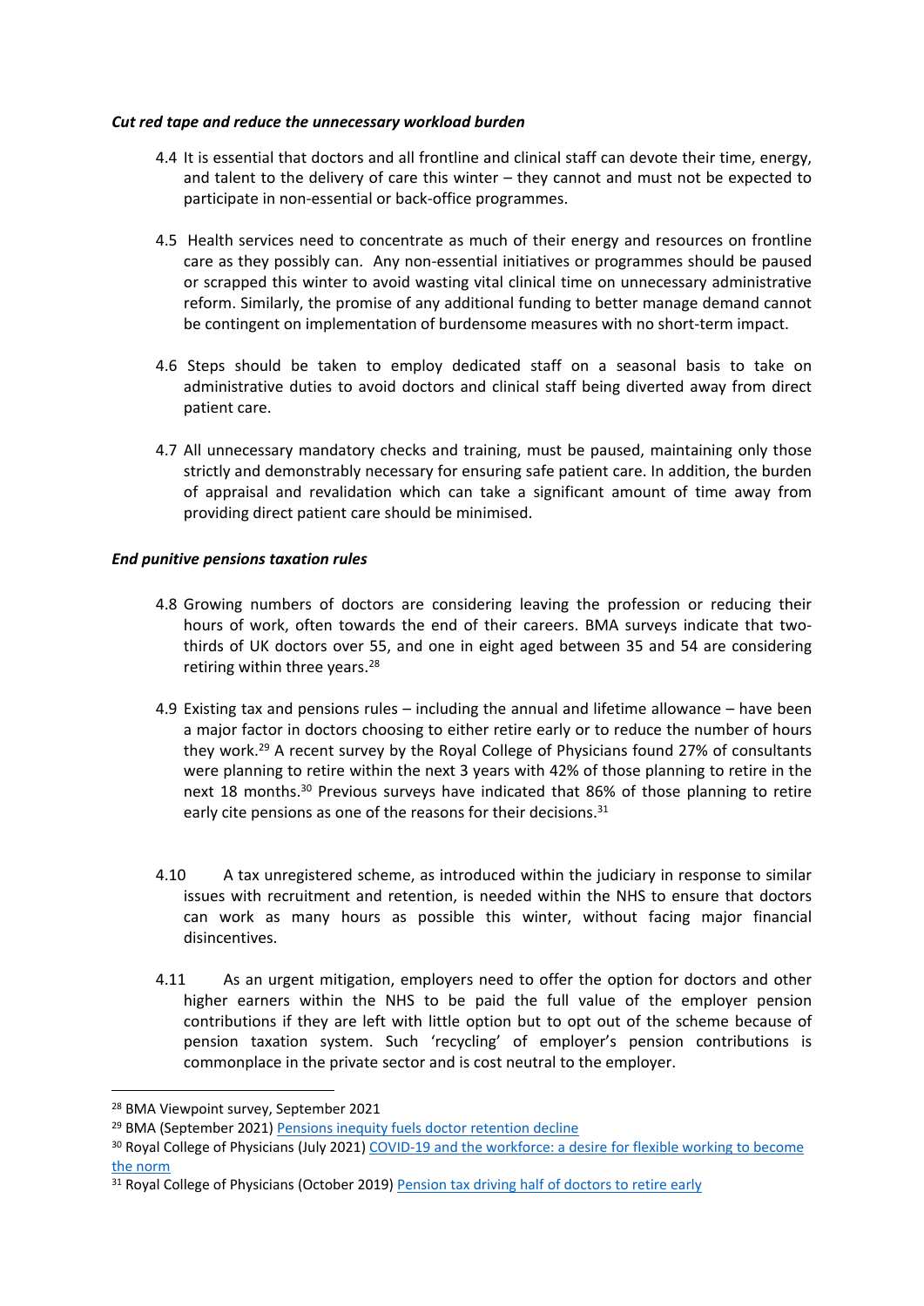***Cut red tape and reduce the unnecessary workload burden***

4.4 It is essential that doctors and all frontline and clinical staff can devote their time, energy, and talent to the delivery of care this winter – they cannot and must not be expected to participate in non-essential or back-office programmes.

4.5 Health services need to concentrate as much of their energy and resources on frontline care as they possibly can. Any non-essential initiatives or programmes should be paused or scrapped this winter to avoid wasting vital clinical time on unnecessary administrative reform. Similarly, the promise of any additional funding to better manage demand cannot be contingent on implementation of burdensome measures with no short-term impact.

4.6 Steps should be taken to employ dedicated staff on a seasonal basis to take on administrative duties to avoid doctors and clinical staff being diverted away from direct patient care.

4.7 All unnecessary mandatory checks and training, must be paused, maintaining only those strictly and demonstrably necessary for ensuring safe patient care. In addition, the burden of appraisal and revalidation which can take a significant amount of time away from providing direct patient care should be minimised.

***End punitive pensions taxation rules***

4.8 Growing numbers of doctors are considering leaving the profession or reducing their hours of work, often towards the end of their careers. BMA surveys indicate that two-thirds of UK doctors over 55, and one in eight aged between 35 and 54 are considering retiring within three years.[28]

4.9 Existing tax and pensions rules – including the annual and lifetime allowance – have been a major factor in doctors choosing to either retire early or to reduce the number of hours they work.[29] A recent survey by the Royal College of Physicians found 27% of consultants were planning to retire within the next 3 years with 42% of those planning to retire in the next 18 months.[30] Previous surveys have indicated that 86% of those planning to retire early cite pensions as one of the reasons for their decisions.[31]

4.10 A tax unregistered scheme, as introduced within the judiciary in response to similar issues with recruitment and retention, is needed within the NHS to ensure that doctors can work as many hours as possible this winter, without facing major financial disincentives.

4.11 As an urgent mitigation, employers need to offer the option for doctors and other higher earners within the NHS to be paid the full value of the employer pension contributions if they are left with little option but to opt out of the scheme because of pension taxation system. Such 'recycling' of employer's pension contributions is commonplace in the private sector and is cost neutral to the employer.

---

[28] BMA Viewpoint survey, September 2021

[29] BMA (September 2021) Pensions inequity fuels doctor retention decline

[30] Royal College of Physicians (July 2021) COVID-19 and the workforce: a desire for flexible working to become the norm

[31] Royal College of Physicians (October 2019) Pension tax driving half of doctors to retire early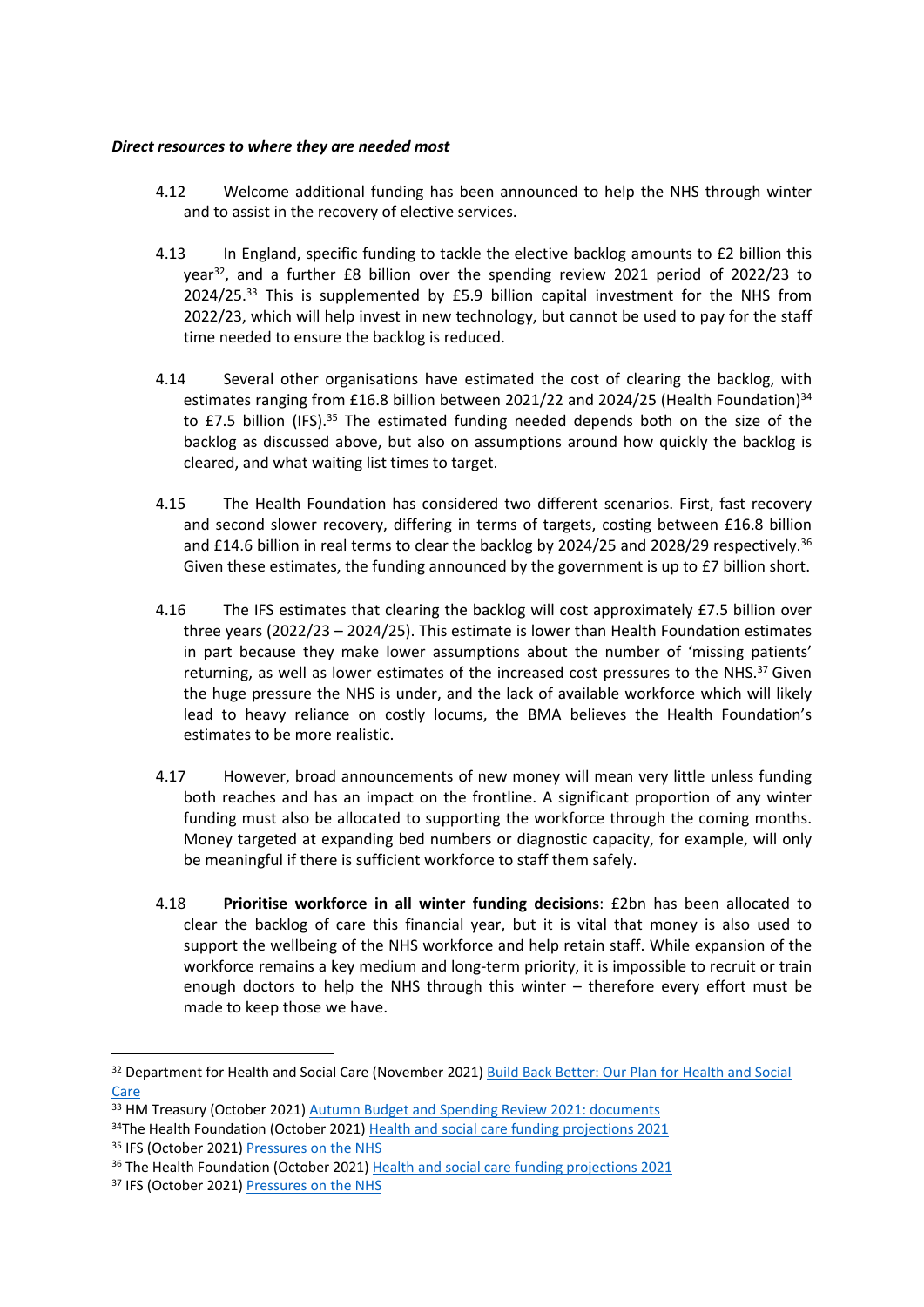***Direct resources to where they are needed most***

4.12 Welcome additional funding has been announced to help the NHS through winter and to assist in the recovery of elective services.

4.13 In England, specific funding to tackle the elective backlog amounts to £2 billion this year[32], and a further £8 billion over the spending review 2021 period of 2022/23 to 2024/25.[33] This is supplemented by £5.9 billion capital investment for the NHS from 2022/23, which will help invest in new technology, but cannot be used to pay for the staff time needed to ensure the backlog is reduced.

4.14 Several other organisations have estimated the cost of clearing the backlog, with estimates ranging from £16.8 billion between 2021/22 and 2024/25 (Health Foundation)[34] to £7.5 billion (IFS).[35] The estimated funding needed depends both on the size of the backlog as discussed above, but also on assumptions around how quickly the backlog is cleared, and what waiting list times to target.

4.15 The Health Foundation has considered two different scenarios. First, fast recovery and second slower recovery, differing in terms of targets, costing between £16.8 billion and £14.6 billion in real terms to clear the backlog by 2024/25 and 2028/29 respectively.[36] Given these estimates, the funding announced by the government is up to £7 billion short.

4.16 The IFS estimates that clearing the backlog will cost approximately £7.5 billion over three years (2022/23 – 2024/25). This estimate is lower than Health Foundation estimates in part because they make lower assumptions about the number of 'missing patients' returning, as well as lower estimates of the increased cost pressures to the NHS.[37] Given the huge pressure the NHS is under, and the lack of available workforce which will likely lead to heavy reliance on costly locums, the BMA believes the Health Foundation's estimates to be more realistic.

4.17 However, broad announcements of new money will mean very little unless funding both reaches and has an impact on the frontline. A significant proportion of any winter funding must also be allocated to supporting the workforce through the coming months. Money targeted at expanding bed numbers or diagnostic capacity, for example, will only be meaningful if there is sufficient workforce to staff them safely.

4.18 **Prioritise workforce in all winter funding decisions**: £2bn has been allocated to clear the backlog of care this financial year, but it is vital that money is also used to support the wellbeing of the NHS workforce and help retain staff. While expansion of the workforce remains a key medium and long-term priority, it is impossible to recruit or train enough doctors to help the NHS through this winter – therefore every effort must be made to keep those we have.

---

[32] Department for Health and Social Care (November 2021) Build Back Better: Our Plan for Health and Social Care

[33] HM Treasury (October 2021) Autumn Budget and Spending Review 2021: documents

[34] The Health Foundation (October 2021) Health and social care funding projections 2021

[35] IFS (October 2021) Pressures on the NHS

[36] The Health Foundation (October 2021) Health and social care funding projections 2021

[37] IFS (October 2021) Pressures on the NHS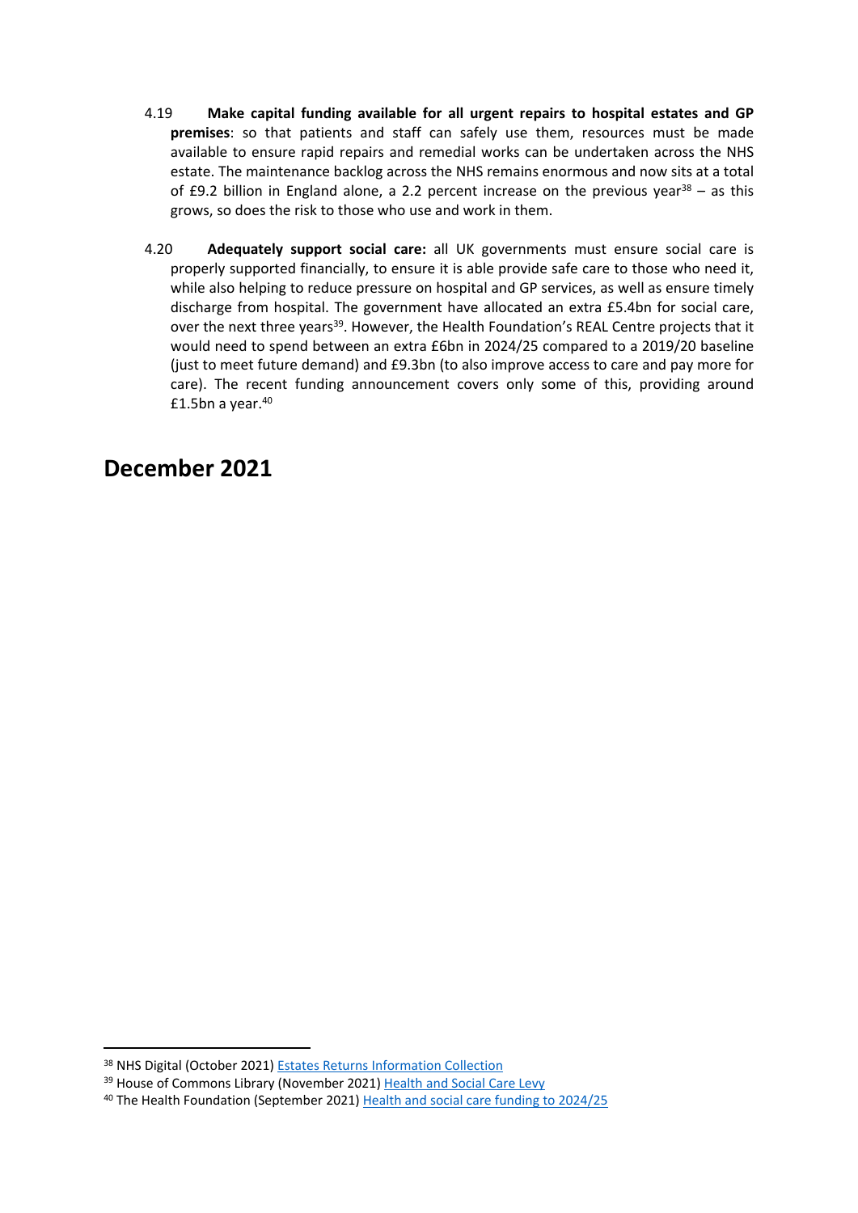4.19 **Make capital funding available for all urgent repairs to hospital estates and GP premises**: so that patients and staff can safely use them, resources must be made available to ensure rapid repairs and remedial works can be undertaken across the NHS estate. The maintenance backlog across the NHS remains enormous and now sits at a total of £9.2 billion in England alone, a 2.2 percent increase on the previous year[38] – as this grows, so does the risk to those who use and work in them.

4.20 **Adequately support social care:** all UK governments must ensure social care is properly supported financially, to ensure it is able provide safe care to those who need it, while also helping to reduce pressure on hospital and GP services, as well as ensure timely discharge from hospital. The government have allocated an extra £5.4bn for social care, over the next three years[39]. However, the Health Foundation's REAL Centre projects that it would need to spend between an extra £6bn in 2024/25 compared to a 2019/20 baseline (just to meet future demand) and £9.3bn (to also improve access to care and pay more for care). The recent funding announcement covers only some of this, providing around £1.5bn a year.[40]

## December 2021

[38] NHS Digital (October 2021) Estates Returns Information Collection
[39] House of Commons Library (November 2021) Health and Social Care Levy
[40] The Health Foundation (September 2021) Health and social care funding to 2024/25